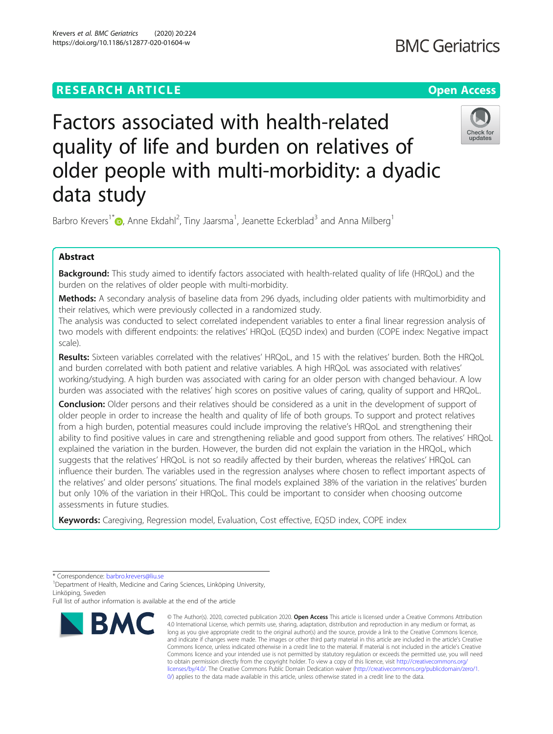RESEARCH ARTICLE

Open Access

# Factors associated with health-related quality of life and burden on relatives of older people with multi-morbidity: a dyadic data study

Barbro Krevers[1*], Anne Ekdahl[2], Tiny Jaarsma[1], Jeanette Eckerblad[3] and Anna Milberg[1]

## Abstract

**Background:** This study aimed to identify factors associated with health-related quality of life (HRQoL) and the burden on the relatives of older people with multi-morbidity.

**Methods:** A secondary analysis of baseline data from 296 dyads, including older patients with multimorbidity and their relatives, which were previously collected in a randomized study.

The analysis was conducted to select correlated independent variables to enter a final linear regression analysis of two models with different endpoints: the relatives' HRQoL (EQ5D index) and burden (COPE index: Negative impact scale).

**Results:** Sixteen variables correlated with the relatives' HRQoL, and 15 with the relatives' burden. Both the HRQoL and burden correlated with both patient and relative variables. A high HRQoL was associated with relatives' working/studying. A high burden was associated with caring for an older person with changed behaviour. A low burden was associated with the relatives' high scores on positive values of caring, quality of support and HRQoL.

**Conclusion:** Older persons and their relatives should be considered as a unit in the development of support of older people in order to increase the health and quality of life of both groups. To support and protect relatives from a high burden, potential measures could include improving the relative's HRQoL and strengthening their ability to find positive values in care and strengthening reliable and good support from others. The relatives' HRQoL explained the variation in the burden. However, the burden did not explain the variation in the HRQoL, which suggests that the relatives' HRQoL is not so readily affected by their burden, whereas the relatives' HRQoL can influence their burden. The variables used in the regression analyses where chosen to reflect important aspects of the relatives' and older persons' situations. The final models explained 38% of the variation in the relatives' burden but only 10% of the variation in their HRQoL. This could be important to consider when choosing outcome assessments in future studies.

**Keywords:** Caregiving, Regression model, Evaluation, Cost effective, EQ5D index, COPE index

---

* Correspondence: barbro.krevers@liu.se

[1]Department of Health, Medicine and Caring Sciences, Linköping University, Linköping, Sweden

Full list of author information is available at the end of the article

© The Author(s). 2020, corrected publication 2020. **Open Access** This article is licensed under a Creative Commons Attribution 4.0 International License, which permits use, sharing, adaptation, distribution and reproduction in any medium or format, as long as you give appropriate credit to the original author(s) and the source, provide a link to the Creative Commons licence, and indicate if changes were made. The images or other third party material in this article are included in the article's Creative Commons licence, unless indicated otherwise in a credit line to the material. If material is not included in the article's Creative Commons licence and your intended use is not permitted by statutory regulation or exceeds the permitted use, you will need to obtain permission directly from the copyright holder. To view a copy of this licence, visit http://creativecommons.org/licenses/by/4.0/. The Creative Commons Public Domain Dedication waiver (http://creativecommons.org/publicdomain/zero/1.0/) applies to the data made available in this article, unless otherwise stated in a credit line to the data.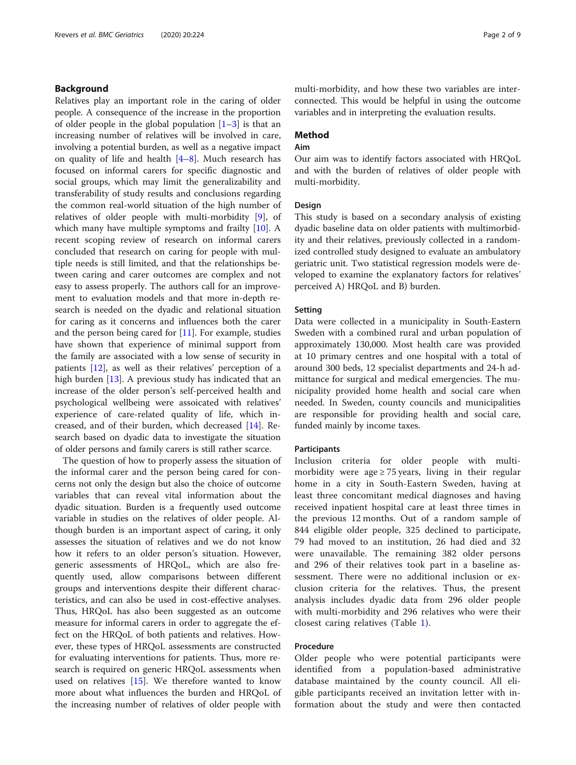## Background

Relatives play an important role in the caring of older people. A consequence of the increase in the proportion of older people in the global population [1–3] is that an increasing number of relatives will be involved in care, involving a potential burden, as well as a negative impact on quality of life and health [4–8]. Much research has focused on informal carers for specific diagnostic and social groups, which may limit the generalizability and transferability of study results and conclusions regarding the common real-world situation of the high number of relatives of older people with multi-morbidity [9], of which many have multiple symptoms and frailty [10]. A recent scoping review of research on informal carers concluded that research on caring for people with multiple needs is still limited, and that the relationships between caring and carer outcomes are complex and not easy to assess properly. The authors call for an improvement to evaluation models and that more in-depth research is needed on the dyadic and relational situation for caring as it concerns and influences both the carer and the person being cared for [11]. For example, studies have shown that experience of minimal support from the family are associated with a low sense of security in patients [12], as well as their relatives' perception of a high burden [13]. A previous study has indicated that an increase of the older person's self-perceived health and psychological wellbeing were assoicated with relatives' experience of care-related quality of life, which increased, and of their burden, which decreased [14]. Research based on dyadic data to investigate the situation of older persons and family carers is still rather scarce.

The question of how to properly assess the situation of the informal carer and the person being cared for concerns not only the design but also the choice of outcome variables that can reveal vital information about the dyadic situation. Burden is a frequently used outcome variable in studies on the relatives of older people. Although burden is an important aspect of caring, it only assesses the situation of relatives and we do not know how it refers to an older person's situation. However, generic assessments of HRQoL, which are also frequently used, allow comparisons between different groups and interventions despite their different characteristics, and can also be used in cost-effective analyses. Thus, HRQoL has also been suggested as an outcome measure for informal carers in order to aggregate the effect on the HRQoL of both patients and relatives. However, these types of HRQoL assessments are constructed for evaluating interventions for patients. Thus, more research is required on generic HRQoL assessments when used on relatives [15]. We therefore wanted to know more about what influences the burden and HRQoL of the increasing number of relatives of older people with multi-morbidity, and how these two variables are interconnected. This would be helpful in using the outcome variables and in interpreting the evaluation results.

## Method

### Aim

Our aim was to identify factors associated with HRQoL and with the burden of relatives of older people with multi-morbidity.

### Design

This study is based on a secondary analysis of existing dyadic baseline data on older patients with multimorbidity and their relatives, previously collected in a randomized controlled study designed to evaluate an ambulatory geriatric unit. Two statistical regression models were developed to examine the explanatory factors for relatives' perceived A) HRQoL and B) burden.

### Setting

Data were collected in a municipality in South-Eastern Sweden with a combined rural and urban population of approximately 130,000. Most health care was provided at 10 primary centres and one hospital with a total of around 300 beds, 12 specialist departments and 24-h admittance for surgical and medical emergencies. The municipality provided home health and social care when needed. In Sweden, county councils and municipalities are responsible for providing health and social care, funded mainly by income taxes.

### Participants

Inclusion criteria for older people with multi-morbidity were age ≥ 75 years, living in their regular home in a city in South-Eastern Sweden, having at least three concomitant medical diagnoses and having received inpatient hospital care at least three times in the previous 12 months. Out of a random sample of 844 eligible older people, 325 declined to participate, 79 had moved to an institution, 26 had died and 32 were unavailable. The remaining 382 older persons and 296 of their relatives took part in a baseline assessment. There were no additional inclusion or exclusion criteria for the relatives. Thus, the present analysis includes dyadic data from 296 older people with multi-morbidity and 296 relatives who were their closest caring relatives (Table 1).

### Procedure

Older people who were potential participants were identified from a population-based administrative database maintained by the county council. All eligible participants received an invitation letter with information about the study and were then contacted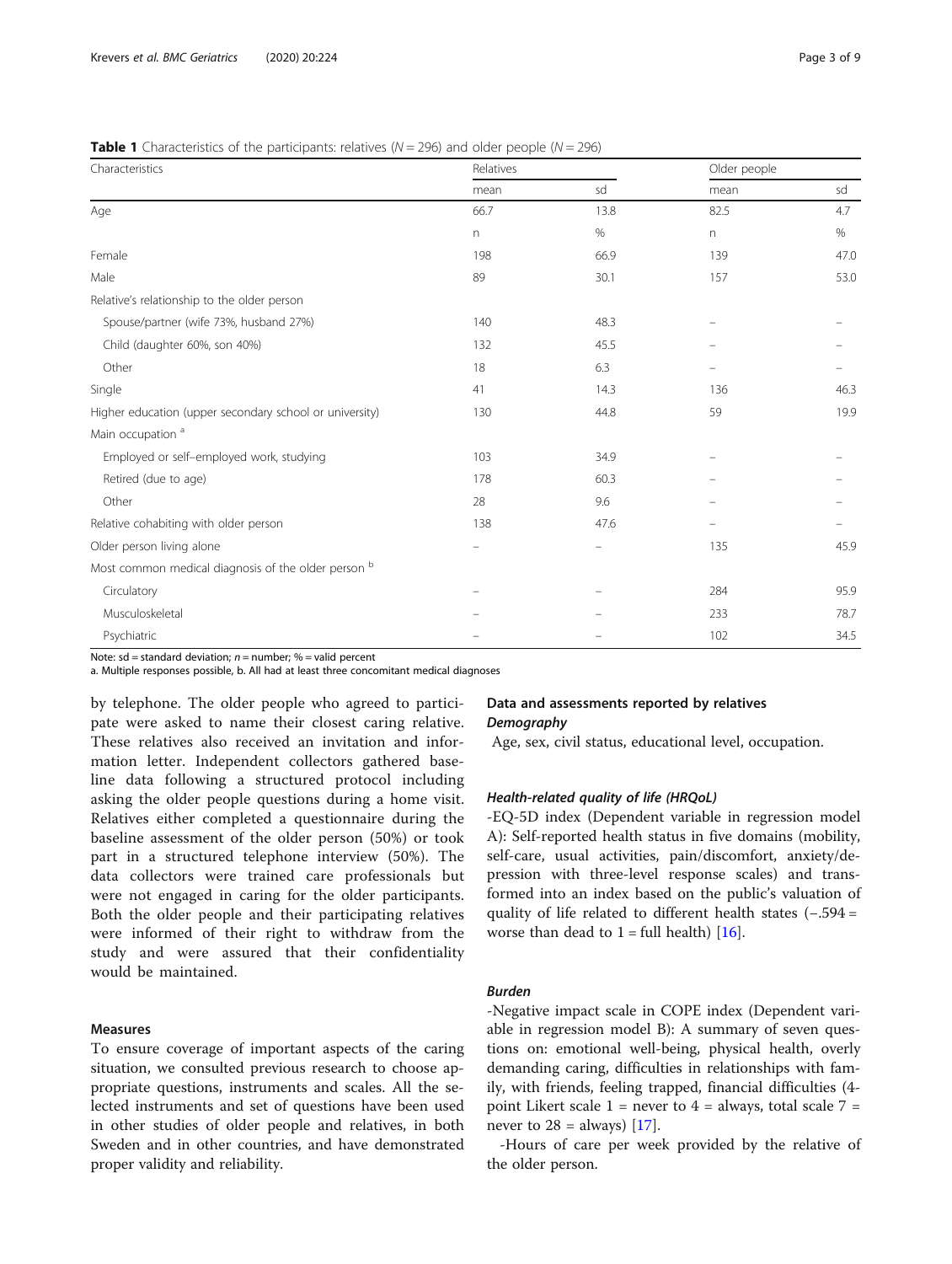**Table 1** Characteristics of the participants: relatives ($N = 296$) and older people ($N = 296$)

| Characteristics | Relatives | | Older people | |
|---|---|---|---|---|
| | mean | sd | mean | sd |
| Age | 66.7 | 13.8 | 82.5 | 4.7 |
| | n | % | n | % |
| Female | 198 | 66.9 | 139 | 47.0 |
| Male | 89 | 30.1 | 157 | 53.0 |
| Relative's relationship to the older person | | | | |
| Spouse/partner (wife 73%, husband 27%) | 140 | 48.3 | – | – |
| Child (daughter 60%, son 40%) | 132 | 45.5 | – | – |
| Other | 18 | 6.3 | – | – |
| Single | 41 | 14.3 | 136 | 46.3 |
| Higher education (upper secondary school or university) | 130 | 44.8 | 59 | 19.9 |
| Main occupation [a] | | | | |
| Employed or self–employed work, studying | 103 | 34.9 | – | – |
| Retired (due to age) | 178 | 60.3 | – | – |
| Other | 28 | 9.6 | – | – |
| Relative cohabiting with older person | 138 | 47.6 | – | – |
| Older person living alone | – | – | 135 | 45.9 |
| Most common medical diagnosis of the older person [b] | | | | |
| Circulatory | – | – | 284 | 95.9 |
| Musculoskeletal | – | – | 233 | 78.7 |
| Psychiatric | – | – | 102 | 34.5 |

Note: sd = standard deviation; *n* = number; % = valid percent
a. Multiple responses possible, b. All had at least three concomitant medical diagnoses

by telephone. The older people who agreed to participate were asked to name their closest caring relative. These relatives also received an invitation and information letter. Independent collectors gathered baseline data following a structured protocol including asking the older people questions during a home visit. Relatives either completed a questionnaire during the baseline assessment of the older person (50%) or took part in a structured telephone interview (50%). The data collectors were trained care professionals but were not engaged in caring for the older participants. Both the older people and their participating relatives were informed of their right to withdraw from the study and were assured that their confidentiality would be maintained.

## Measures

To ensure coverage of important aspects of the caring situation, we consulted previous research to choose appropriate questions, instruments and scales. All the selected instruments and set of questions have been used in other studies of older people and relatives, in both Sweden and in other countries, and have demonstrated proper validity and reliability.

### Data and assessments reported by relatives

#### *Demography*

Age, sex, civil status, educational level, occupation.

#### *Health-related quality of life (HRQoL)*

-EQ-5D index (Dependent variable in regression model A): Self-reported health status in five domains (mobility, self-care, usual activities, pain/discomfort, anxiety/depression with three-level response scales) and transformed into an index based on the public's valuation of quality of life related to different health states (−.594 = worse than dead to 1 = full health) [16].

#### *Burden*

-Negative impact scale in COPE index (Dependent variable in regression model B): A summary of seven questions on: emotional well-being, physical health, overly demanding caring, difficulties in relationships with family, with friends, feeling trapped, financial difficulties (4-point Likert scale 1 = never to 4 = always, total scale 7 = never to 28 = always) [17].

-Hours of care per week provided by the relative of the older person.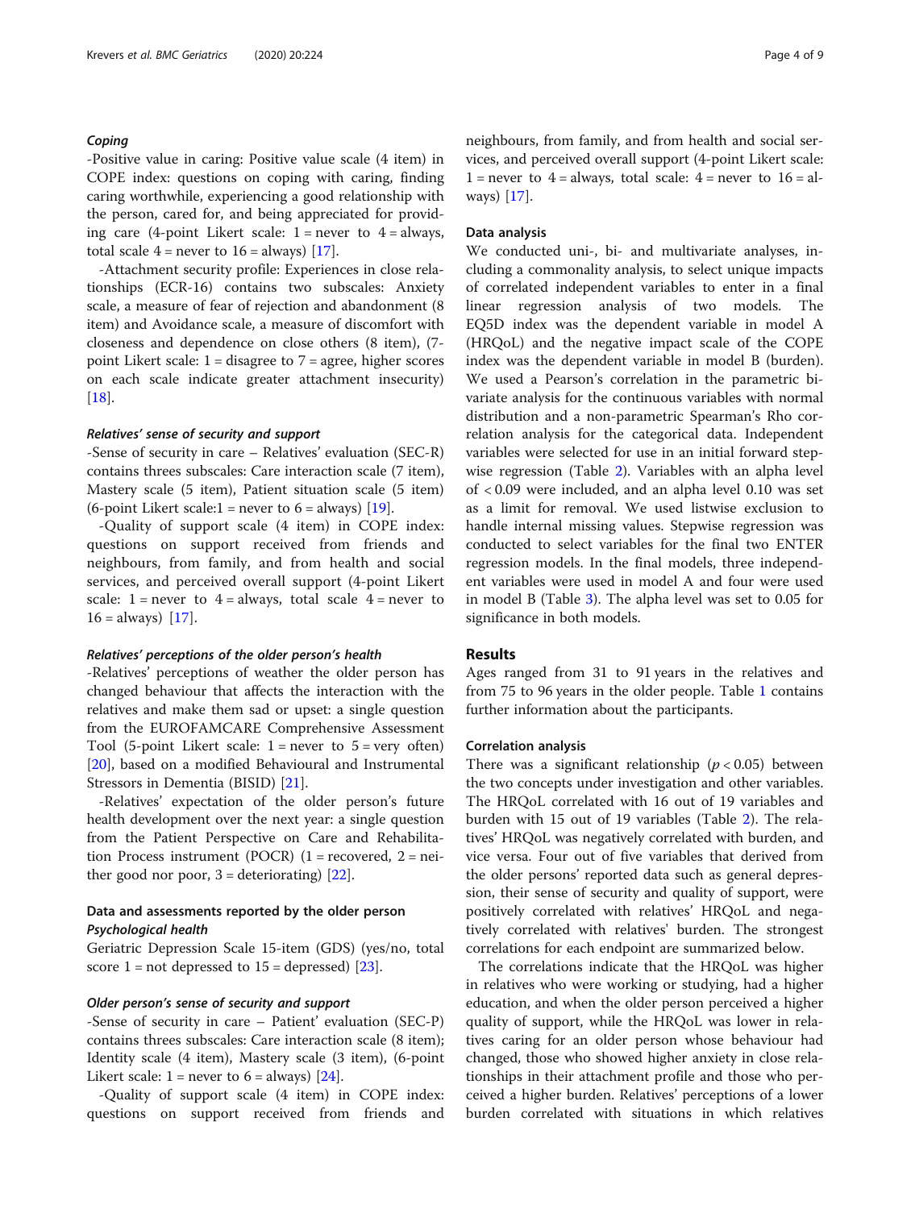#### *Coping*

-Positive value in caring: Positive value scale (4 item) in COPE index: questions on coping with caring, finding caring worthwhile, experiencing a good relationship with the person, cared for, and being appreciated for providing care (4-point Likert scale: 1 = never to 4 = always, total scale 4 = never to 16 = always) [17].

-Attachment security profile: Experiences in close relationships (ECR-16) contains two subscales: Anxiety scale, a measure of fear of rejection and abandonment (8 item) and Avoidance scale, a measure of discomfort with closeness and dependence on close others (8 item), (7-point Likert scale: 1 = disagree to 7 = agree, higher scores on each scale indicate greater attachment insecurity) [18].

#### *Relatives' sense of security and support*

-Sense of security in care – Relatives' evaluation (SEC-R) contains threes subscales: Care interaction scale (7 item), Mastery scale (5 item), Patient situation scale (5 item) (6-point Likert scale:1 = never to 6 = always) [19].

-Quality of support scale (4 item) in COPE index: questions on support received from friends and neighbours, from family, and from health and social services, and perceived overall support (4-point Likert scale: 1 = never to 4 = always, total scale 4 = never to 16 = always) [17].

#### *Relatives' perceptions of the older person's health*

-Relatives' perceptions of weather the older person has changed behaviour that affects the interaction with the relatives and make them sad or upset: a single question from the EUROFAMCARE Comprehensive Assessment Tool (5-point Likert scale: 1 = never to 5 = very often) [20], based on a modified Behavioural and Instrumental Stressors in Dementia (BISID) [21].

-Relatives' expectation of the older person's future health development over the next year: a single question from the Patient Perspective on Care and Rehabilitation Process instrument (POCR) (1 = recovered, 2 = neither good nor poor, 3 = deteriorating) [22].

### Data and assessments reported by the older person

#### *Psychological health*

Geriatric Depression Scale 15-item (GDS) (yes/no, total score 1 = not depressed to 15 = depressed) [23].

#### *Older person's sense of security and support*

-Sense of security in care – Patient' evaluation (SEC-P) contains threes subscales: Care interaction scale (8 item); Identity scale (4 item), Mastery scale (3 item), (6-point Likert scale: 1 = never to 6 = always) [24].

-Quality of support scale (4 item) in COPE index: questions on support received from friends and neighbours, from family, and from health and social services, and perceived overall support (4-point Likert scale: 1 = never to 4 = always, total scale: 4 = never to 16 = always) [17].

### Data analysis

We conducted uni-, bi- and multivariate analyses, including a commonality analysis, to select unique impacts of correlated independent variables to enter in a final linear regression analysis of two models. The EQ5D index was the dependent variable in model A (HRQoL) and the negative impact scale of the COPE index was the dependent variable in model B (burden). We used a Pearson's correlation in the parametric bivariate analysis for the continuous variables with normal distribution and a non-parametric Spearman's Rho correlation analysis for the categorical data. Independent variables were selected for use in an initial forward stepwise regression (Table 2). Variables with an alpha level of < 0.09 were included, and an alpha level 0.10 was set as a limit for removal. We used listwise exclusion to handle internal missing values. Stepwise regression was conducted to select variables for the final two ENTER regression models. In the final models, three independent variables were used in model A and four were used in model B (Table 3). The alpha level was set to 0.05 for significance in both models.

## Results

Ages ranged from 31 to 91 years in the relatives and from 75 to 96 years in the older people. Table 1 contains further information about the participants.

### Correlation analysis

There was a significant relationship ($p < 0.05$) between the two concepts under investigation and other variables. The HRQoL correlated with 16 out of 19 variables and burden with 15 out of 19 variables (Table 2). The relatives' HRQoL was negatively correlated with burden, and vice versa. Four out of five variables that derived from the older persons' reported data such as general depression, their sense of security and quality of support, were positively correlated with relatives' HRQoL and negatively correlated with relatives' burden. The strongest correlations for each endpoint are summarized below.

The correlations indicate that the HRQoL was higher in relatives who were working or studying, had a higher education, and when the older person perceived a higher quality of support, while the HRQoL was lower in relatives caring for an older person whose behaviour had changed, those who showed higher anxiety in close relationships in their attachment profile and those who perceived a higher burden. Relatives' perceptions of a lower burden correlated with situations in which relatives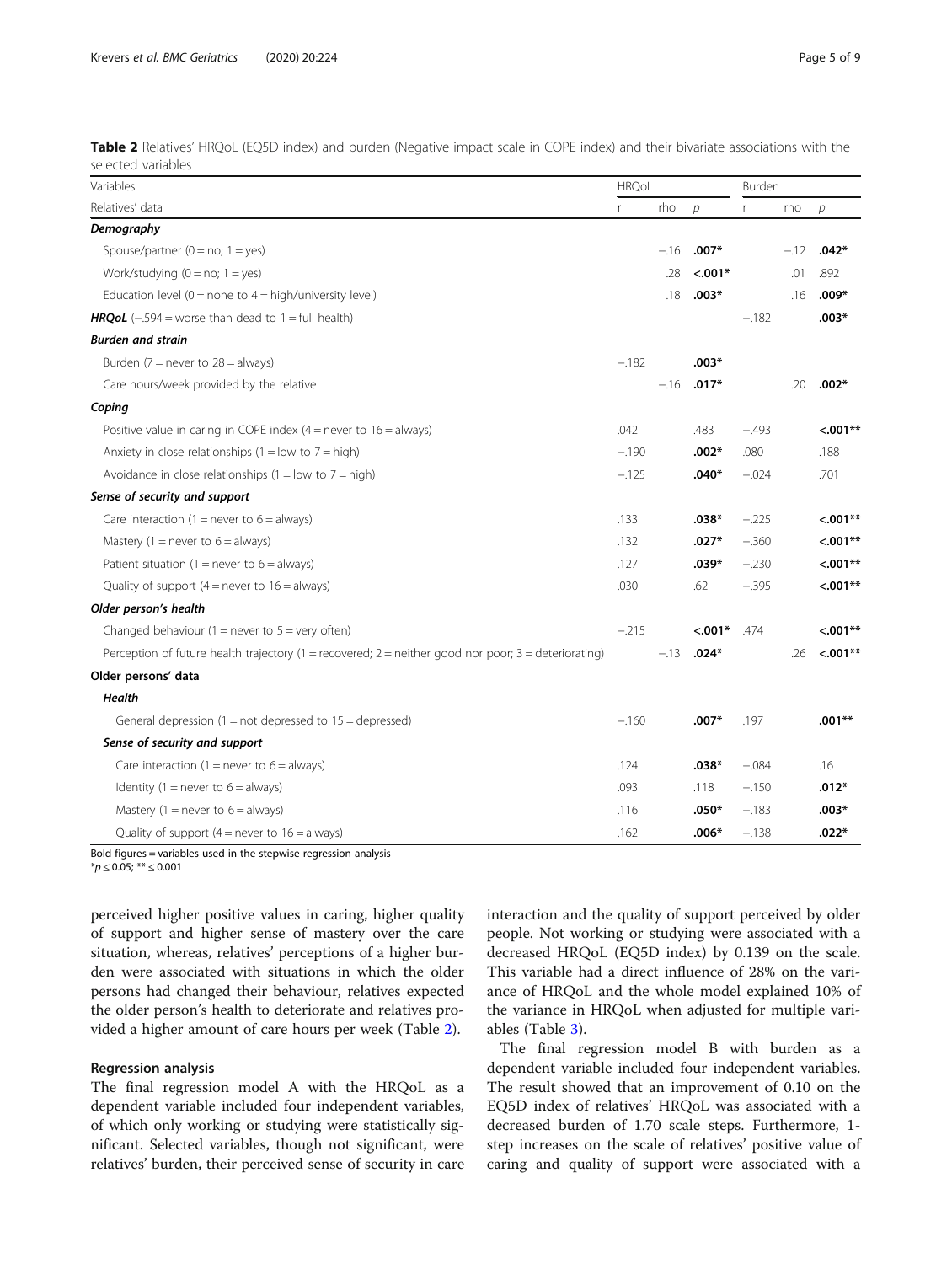**Table 2** Relatives' HRQoL (EQ5D index) and burden (Negative impact scale in COPE index) and their bivariate associations with the selected variables

| Variables | HRQoL | | | Burden | | |
|---|---|---|---|---|---|---|
| Relatives' data | r | rho | *p* | r | rho | *p* |
| ***Demography*** | | | | | | |
| Spouse/partner (0 = no; 1 = yes) | | −.16 | **.007*** | | −.12 | **.042*** |
| Work/studying (0 = no; 1 = yes) | | .28 | **<.001*** | | .01 | .892 |
| Education level (0 = none to 4 = high/university level) | | .18 | **.003*** | | .16 | **.009*** |
| ***HRQoL*** (−.594 = worse than dead to 1 = full health) | | | | −.182 | | **.003*** |
| ***Burden and strain*** | | | | | | |
| Burden (7 = never to 28 = always) | −.182 | | **.003*** | | | |
| Care hours/week provided by the relative | | −.16 | **.017*** | | .20 | **.002*** |
| ***Coping*** | | | | | | |
| Positive value in caring in COPE index (4 = never to 16 = always) | .042 | | .483 | −.493 | | **<.001**** |
| Anxiety in close relationships (1 = low to 7 = high) | −.190 | | **.002*** | .080 | | .188 |
| Avoidance in close relationships (1 = low to 7 = high) | −.125 | | **.040*** | −.024 | | .701 |
| ***Sense of security and support*** | | | | | | |
| Care interaction (1 = never to 6 = always) | .133 | | **.038*** | −.225 | | **<.001**** |
| Mastery (1 = never to 6 = always) | .132 | | **.027*** | −.360 | | **<.001**** |
| Patient situation (1 = never to 6 = always) | .127 | | **.039*** | −.230 | | **<.001**** |
| Quality of support (4 = never to 16 = always) | .030 | | .62 | −.395 | | **<.001**** |
| ***Older person's health*** | | | | | | |
| Changed behaviour (1 = never to 5 = very often) | −.215 | | **<.001*** | .474 | | **<.001**** |
| Perception of future health trajectory (1 = recovered; 2 = neither good nor poor; 3 = deteriorating) | | −.13 | **.024*** | | .26 | **<.001**** |
| **Older persons' data** | | | | | | |
| ***Health*** | | | | | | |
| General depression (1 = not depressed to 15 = depressed) | −.160 | | **.007*** | .197 | | **.001**** |
| ***Sense of security and support*** | | | | | | |
| Care interaction (1 = never to 6 = always) | .124 | | **.038*** | −.084 | | .16 |
| Identity (1 = never to 6 = always) | .093 | | .118 | −.150 | | **.012*** |
| Mastery (1 = never to 6 = always) | .116 | | **.050*** | −.183 | | **.003*** |
| Quality of support (4 = never to 16 = always) | .162 | | **.006*** | −.138 | | **.022*** |

Bold figures = variables used in the stepwise regression analysis
*$p \leq 0.05$; ** $\leq 0.001$

perceived higher positive values in caring, higher quality of support and higher sense of mastery over the care situation, whereas, relatives' perceptions of a higher burden were associated with situations in which the older persons had changed their behaviour, relatives expected the older person's health to deteriorate and relatives provided a higher amount of care hours per week (Table 2).

### Regression analysis

The final regression model A with the HRQoL as a dependent variable included four independent variables, of which only working or studying were statistically significant. Selected variables, though not significant, were relatives' burden, their perceived sense of security in care interaction and the quality of support perceived by older people. Not working or studying were associated with a decreased HRQoL (EQ5D index) by 0.139 on the scale. This variable had a direct influence of 28% on the variance of HRQoL and the whole model explained 10% of the variance in HRQoL when adjusted for multiple variables (Table 3).

The final regression model B with burden as a dependent variable included four independent variables. The result showed that an improvement of 0.10 on the EQ5D index of relatives' HRQoL was associated with a decreased burden of 1.70 scale steps. Furthermore, 1-step increases on the scale of relatives' positive value of caring and quality of support were associated with a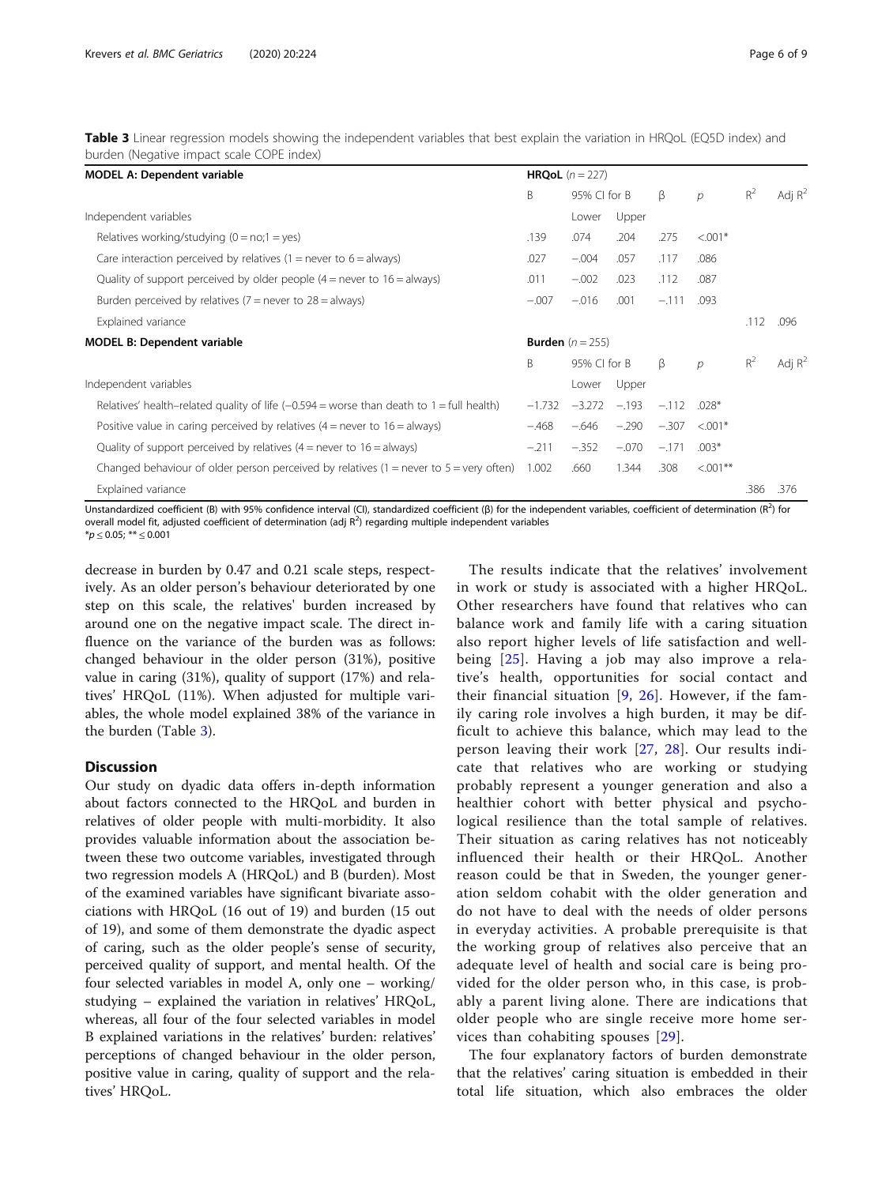**Table 3** Linear regression models showing the independent variables that best explain the variation in HRQoL (EQ5D index) and burden (Negative impact scale COPE index)

| **MODEL A: Dependent variable** | **HRQoL** ($n = 227$) | | | | | | |
|---|---|---|---|---|---|---|---|
| | B | 95% CI for B | | β | *p* | $R^2$ | Adj $R^2$ |
| Independent variables | | Lower | Upper | | | | |
| Relatives working/studying (0 = no;1 = yes) | .139 | .074 | .204 | .275 | <.001* | | |
| Care interaction perceived by relatives (1 = never to 6 = always) | .027 | −.004 | .057 | .117 | .086 | | |
| Quality of support perceived by older people (4 = never to 16 = always) | .011 | −.002 | .023 | .112 | .087 | | |
| Burden perceived by relatives (7 = never to 28 = always) | −.007 | −.016 | .001 | −.111 | .093 | | |
| Explained variance | | | | | | .112 | .096 |
| **MODEL B: Dependent variable** | **Burden** ($n = 255$) | | | | | | |
| | B | 95% CI for B | | β | *p* | $R^2$ | Adj $R^2$ |
| Independent variables | | Lower | Upper | | | | |
| Relatives' health–related quality of life (−0.594 = worse than death to 1 = full health) | −1.732 | −3.272 | −.193 | −.112 | .028* | | |
| Positive value in caring perceived by relatives (4 = never to 16 = always) | −.468 | −.646 | −.290 | −.307 | <.001* | | |
| Quality of support perceived by relatives (4 = never to 16 = always) | −.211 | −.352 | −.070 | −.171 | .003* | | |
| Changed behaviour of older person perceived by relatives (1 = never to 5 = very often) | 1.002 | .660 | 1.344 | .308 | <.001** | | |
| Explained variance | | | | | | .386 | .376 |

Unstandardized coefficient (B) with 95% confidence interval (CI), standardized coefficient (β) for the independent variables, coefficient of determination ($R^2$) for overall model fit, adjusted coefficient of determination (adj $R^2$) regarding multiple independent variables
*$p \leq 0.05$; ** $\leq 0.001$

decrease in burden by 0.47 and 0.21 scale steps, respectively. As an older person's behaviour deteriorated by one step on this scale, the relatives' burden increased by around one on the negative impact scale. The direct influence on the variance of the burden was as follows: changed behaviour in the older person (31%), positive value in caring (31%), quality of support (17%) and relatives' HRQoL (11%). When adjusted for multiple variables, the whole model explained 38% of the variance in the burden (Table 3).

## Discussion

Our study on dyadic data offers in-depth information about factors connected to the HRQoL and burden in relatives of older people with multi-morbidity. It also provides valuable information about the association between these two outcome variables, investigated through two regression models A (HRQoL) and B (burden). Most of the examined variables have significant bivariate associations with HRQoL (16 out of 19) and burden (15 out of 19), and some of them demonstrate the dyadic aspect of caring, such as the older people's sense of security, perceived quality of support, and mental health. Of the four selected variables in model A, only one – working/studying – explained the variation in relatives' HRQoL, whereas, all four of the four selected variables in model B explained variations in the relatives' burden: relatives' perceptions of changed behaviour in the older person, positive value in caring, quality of support and the relatives' HRQoL.

The results indicate that the relatives' involvement in work or study is associated with a higher HRQoL. Other researchers have found that relatives who can balance work and family life with a caring situation also report higher levels of life satisfaction and well-being [25]. Having a job may also improve a relative's health, opportunities for social contact and their financial situation [9, 26]. However, if the family caring role involves a high burden, it may be difficult to achieve this balance, which may lead to the person leaving their work [27, 28]. Our results indicate that relatives who are working or studying probably represent a younger generation and also a healthier cohort with better physical and psychological resilience than the total sample of relatives. Their situation as caring relatives has not noticeably influenced their health or their HRQoL. Another reason could be that in Sweden, the younger generation seldom cohabit with the older generation and do not have to deal with the needs of older persons in everyday activities. A probable prerequisite is that the working group of relatives also perceive that an adequate level of health and social care is being provided for the older person who, in this case, is probably a parent living alone. There are indications that older people who are single receive more home services than cohabiting spouses [29].

The four explanatory factors of burden demonstrate that the relatives' caring situation is embedded in their total life situation, which also embraces the older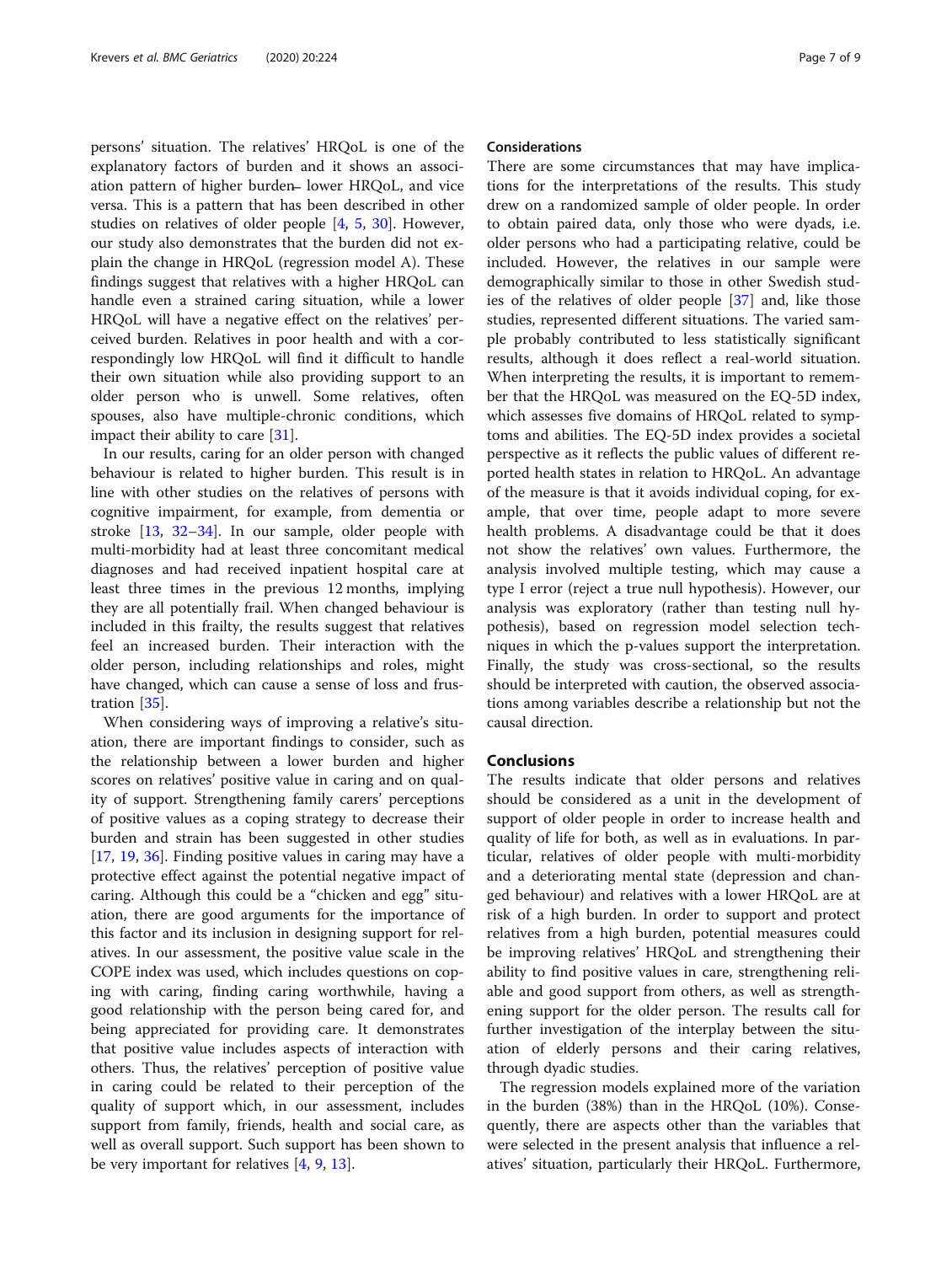persons' situation. The relatives' HRQoL is one of the explanatory factors of burden and it shows an association pattern of higher burden– lower HRQoL, and vice versa. This is a pattern that has been described in other studies on relatives of older people [4, 5, 30]. However, our study also demonstrates that the burden did not explain the change in HRQoL (regression model A). These findings suggest that relatives with a higher HRQoL can handle even a strained caring situation, while a lower HRQoL will have a negative effect on the relatives' perceived burden. Relatives in poor health and with a correspondingly low HRQoL will find it difficult to handle their own situation while also providing support to an older person who is unwell. Some relatives, often spouses, also have multiple-chronic conditions, which impact their ability to care [31].

In our results, caring for an older person with changed behaviour is related to higher burden. This result is in line with other studies on the relatives of persons with cognitive impairment, for example, from dementia or stroke [13, 32–34]. In our sample, older people with multi-morbidity had at least three concomitant medical diagnoses and had received inpatient hospital care at least three times in the previous 12 months, implying they are all potentially frail. When changed behaviour is included in this frailty, the results suggest that relatives feel an increased burden. Their interaction with the older person, including relationships and roles, might have changed, which can cause a sense of loss and frustration [35].

When considering ways of improving a relative's situation, there are important findings to consider, such as the relationship between a lower burden and higher scores on relatives' positive value in caring and on quality of support. Strengthening family carers' perceptions of positive values as a coping strategy to decrease their burden and strain has been suggested in other studies [17, 19, 36]. Finding positive values in caring may have a protective effect against the potential negative impact of caring. Although this could be a "chicken and egg" situation, there are good arguments for the importance of this factor and its inclusion in designing support for relatives. In our assessment, the positive value scale in the COPE index was used, which includes questions on coping with caring, finding caring worthwhile, having a good relationship with the person being cared for, and being appreciated for providing care. It demonstrates that positive value includes aspects of interaction with others. Thus, the relatives' perception of positive value in caring could be related to their perception of the quality of support which, in our assessment, includes support from family, friends, health and social care, as well as overall support. Such support has been shown to be very important for relatives [4, 9, 13].

### Considerations

There are some circumstances that may have implications for the interpretations of the results. This study drew on a randomized sample of older people. In order to obtain paired data, only those who were dyads, i.e. older persons who had a participating relative, could be included. However, the relatives in our sample were demographically similar to those in other Swedish studies of the relatives of older people [37] and, like those studies, represented different situations. The varied sample probably contributed to less statistically significant results, although it does reflect a real-world situation. When interpreting the results, it is important to remember that the HRQoL was measured on the EQ-5D index, which assesses five domains of HRQoL related to symptoms and abilities. The EQ-5D index provides a societal perspective as it reflects the public values of different reported health states in relation to HRQoL. An advantage of the measure is that it avoids individual coping, for example, that over time, people adapt to more severe health problems. A disadvantage could be that it does not show the relatives' own values. Furthermore, the analysis involved multiple testing, which may cause a type I error (reject a true null hypothesis). However, our analysis was exploratory (rather than testing null hypothesis), based on regression model selection techniques in which the p-values support the interpretation. Finally, the study was cross-sectional, so the results should be interpreted with caution, the observed associations among variables describe a relationship but not the causal direction.

## Conclusions

The results indicate that older persons and relatives should be considered as a unit in the development of support of older people in order to increase health and quality of life for both, as well as in evaluations. In particular, relatives of older people with multi-morbidity and a deteriorating mental state (depression and changed behaviour) and relatives with a lower HRQoL are at risk of a high burden. In order to support and protect relatives from a high burden, potential measures could be improving relatives' HRQoL and strengthening their ability to find positive values in care, strengthening reliable and good support from others, as well as strengthening support for the older person. The results call for further investigation of the interplay between the situation of elderly persons and their caring relatives, through dyadic studies.

The regression models explained more of the variation in the burden (38%) than in the HRQoL (10%). Consequently, there are aspects other than the variables that were selected in the present analysis that influence a relatives' situation, particularly their HRQoL. Furthermore,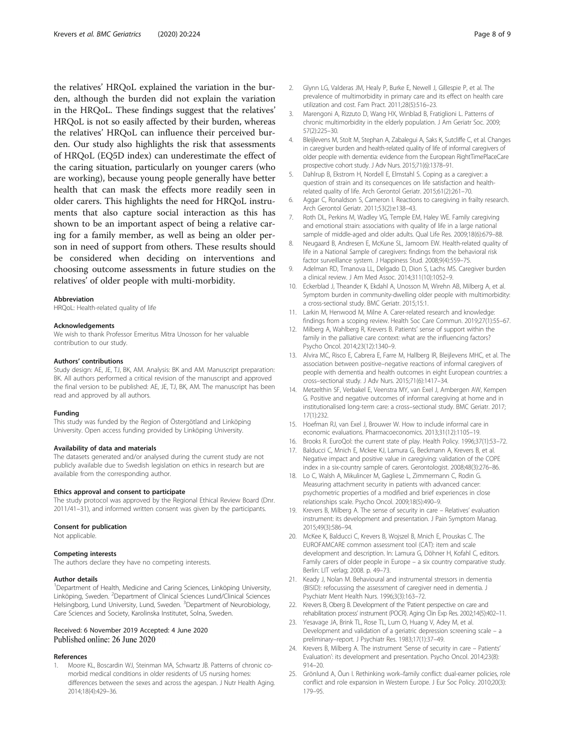the relatives' HRQoL explained the variation in the burden, although the burden did not explain the variation in the HRQoL. These findings suggest that the relatives' HRQoL is not so easily affected by their burden, whereas the relatives' HRQoL can influence their perceived burden. Our study also highlights the risk that assessments of HRQoL (EQ5D index) can underestimate the effect of the caring situation, particularly on younger carers (who are working), because young people generally have better health that can mask the effects more readily seen in older carers. This highlights the need for HRQoL instruments that also capture social interaction as this has shown to be an important aspect of being a relative caring for a family member, as well as being an older person in need of support from others. These results should be considered when deciding on interventions and choosing outcome assessments in future studies on the relatives' of older people with multi-morbidity.

#### Abbreviation
HRQoL: Health-related quality of life

#### Acknowledgements
We wish to thank Professor Emeritus Mitra Unosson for her valuable contribution to our study.

#### Authors' contributions
Study design: AE, JE, TJ, BK, AM. Analysis: BK and AM. Manuscript preparation: BK. All authors performed a critical revision of the manuscript and approved the final version to be published: AE, JE, TJ, BK, AM. The manuscript has been read and approved by all authors.

#### Funding
This study was funded by the Region of Östergötland and Linköping University. Open access funding provided by Linköping University.

#### Availability of data and materials
The datasets generated and/or analysed during the current study are not publicly available due to Swedish legislation on ethics in research but are available from the corresponding author.

#### Ethics approval and consent to participate
The study protocol was approved by the Regional Ethical Review Board (Dnr. 2011/41–31), and informed written consent was given by the participants.

#### Consent for publication
Not applicable.

#### Competing interests
The authors declare they have no competing interests.

#### Author details
[1]Department of Health, Medicine and Caring Sciences, Linköping University, Linköping, Sweden. [2]Department of Clinical Sciences Lund/Clinical Sciences Helsingborg, Lund University, Lund, Sweden. [3]Department of Neurobiology, Care Sciences and Society, Karolinska Institutet, Solna, Sweden.

Received: 6 November 2019 Accepted: 4 June 2020
Published online: 26 June 2020

#### References
1. Moore KL, Boscardin WJ, Steinman MA, Schwartz JB. Patterns of chronic co-morbid medical conditions in older residents of US nursing homes: differences between the sexes and across the agespan. J Nutr Health Aging. 2014;18(4):429–36.
2. Glynn LG, Valderas JM, Healy P, Burke E, Newell J, Gillespie P, et al. The prevalence of multimorbidity in primary care and its effect on health care utilization and cost. Fam Pract. 2011;28(5):516–23.
3. Marengoni A, Rizzuto D, Wang HX, Winblad B, Fratiglioni L. Patterns of chronic multimorbidity in the elderly population. J Am Geriatr Soc. 2009; 57(2):225–30.
4. Bleijlevens M, Stolt M, Stephan A, Zabalegui A, Saks K, Sutcliffe C, et al. Changes in caregiver burden and health-related quality of life of informal caregivers of older people with dementia: evidence from the European RightTimePlaceCare prospective cohort study. J Adv Nurs. 2015;71(6):1378–91.
5. Dahlrup B, Ekstrom H, Nordell E, Elmstahl S. Coping as a caregiver: a question of strain and its consequences on life satisfaction and health-related quality of life. Arch Gerontol Geriatr. 2015;61(2):261–70.
6. Aggar C, Ronaldson S, Cameron I. Reactions to caregiving in frailty research. Arch Gerontol Geriatr. 2011;53(2):e138–43.
7. Roth DL, Perkins M, Wadley VG, Temple EM, Haley WE. Family caregiving and emotional strain: associations with quality of life in a large national sample of middle-aged and older adults. Qual Life Res. 2009;18(6):679–88.
8. Neugaard B, Andresen E, McKune SL, Jamoom EW. Health-related quality of life in a National Sample of caregivers: findings from the behavioral risk factor surveillance system. J Happiness Stud. 2008;9(4):559–75.
9. Adelman RD, Tmanova LL, Delgado D, Dion S, Lachs MS. Caregiver burden a clinical review. J Am Med Assoc. 2014;311(10):1052–9.
10. Eckerblad J, Theander K, Ekdahl A, Unosson M, Wirehn AB, Milberg A, et al. Symptom burden in community-dwelling older people with multimorbidity: a cross-sectional study. BMC Geriatr. 2015;15:1.
11. Larkin M, Henwood M, Milne A. Carer-related research and knowledge: findings from a scoping review. Health Soc Care Commun. 2019;27(1):55–67.
12. Milberg A, Wahlberg R, Krevers B. Patients' sense of support within the family in the palliative care context: what are the influencing factors? Psycho Oncol. 2014;23(12):1340–9.
13. Alvira MC, Risco E, Cabrera E, Farre M, Hallberg IR, Bleijlevens MHC, et al. The association between positive–negative reactions of informal caregivers of people with dementia and health outcomes in eight European countries: a cross–sectional study. J Adv Nurs. 2015;71(6):1417–34.
14. Metzelthin SF, Verbakel E, Veenstra MY, van Exel J, Ambergen AW, Kempen G. Positive and negative outcomes of informal caregiving at home and in institutionalised long-term care: a cross–sectional study. BMC Geriatr. 2017; 17(1):232.
15. Hoefman RJ, van Exel J, Brouwer W. How to include informal care in economic evaluations. Pharmacoeconomics. 2013;31(12):1105–19.
16. Brooks R. EuroQol: the current state of play. Health Policy. 1996;37(1):53–72.
17. Balducci C, Mnich E, Mckee KJ, Lamura G, Beckmann A, Krevers B, et al. Negative impact and positive value in caregiving: validation of the COPE index in a six-country sample of carers. Gerontologist. 2008;48(3):276–86.
18. Lo C, Walsh A, Mikulincer M, Gagliese L, Zimmermann C, Rodin G. Measuring attachment security in patients with advanced cancer: psychometric properties of a modified and brief experiences in close relationships scale. Psycho Oncol. 2009;18(5):490–9.
19. Krevers B, Milberg A. The sense of security in care – Relatives' evaluation instrument: its development and presentation. J Pain Symptom Manag. 2015;49(3):586–94.
20. McKee K, Balducci C, Krevers B, Wojszel B, Mnich E, Prouskas C. The EUROFAMCARE common assessment tool (CAT): item and scale development and description. In: Lamura G, Döhner H, Kofahl C, editors. Family carers of older people in Europe – a six country comparative study. Berlin: LIT verlag; 2008. p. 49–73.
21. Keady J, Nolan M. Behavioural and instrumental stressors in dementia (BISID): refocussing the assessment of caregiver need in dementia. J Psychiatr Ment Health Nurs. 1996;3(3):163–72.
22. Krevers B, Oberg B. Development of the 'Patient perspective on care and rehabilitation process' instrument (POCR). Aging Clin Exp Res. 2002;14(5):402–11.
23. Yesavage JA, Brink TL, Rose TL, Lum O, Huang V, Adey M, et al. Development and validation of a geriatric depression screening scale – a preliminary–report. J Psychiatr Res. 1983;17(1):37–49.
24. Krevers B, Milberg A. The instrument 'Sense of security in care – Patients' Evaluation': its development and presentation. Psycho Oncol. 2014;23(8): 914–20.
25. Grönlund A, Öun I. Rethinking work–family conflict: dual-earner policies, role conflict and role expansion in Western Europe. J Eur Soc Policy. 2010;20(3): 179–95.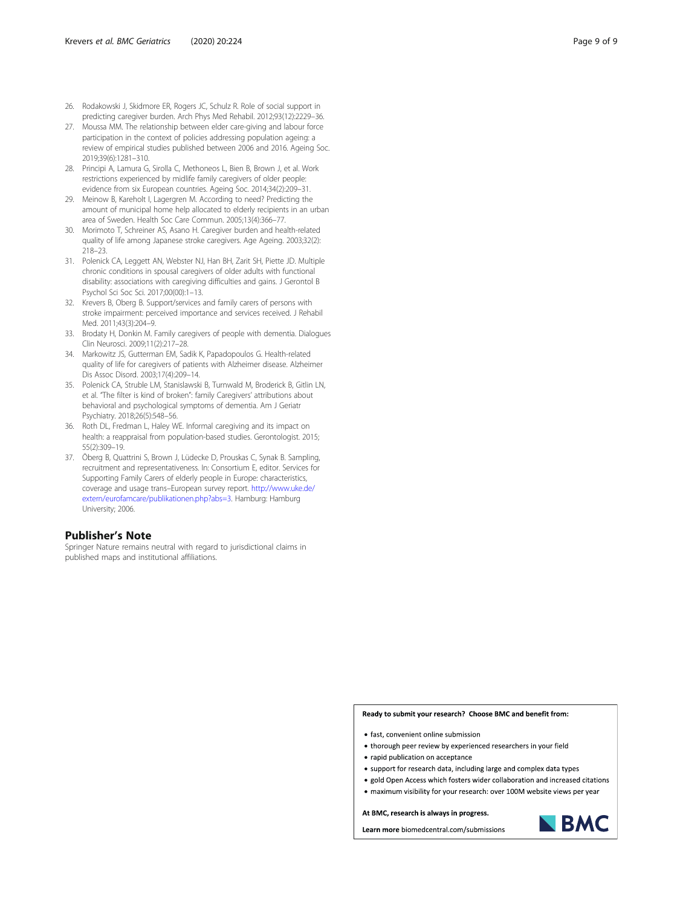26. Rodakowski J, Skidmore ER, Rogers JC, Schulz R. Role of social support in predicting caregiver burden. Arch Phys Med Rehabil. 2012;93(12):2229–36.
27. Moussa MM. The relationship between elder care-giving and labour force participation in the context of policies addressing population ageing: a review of empirical studies published between 2006 and 2016. Ageing Soc. 2019;39(6):1281–310.
28. Principi A, Lamura G, Sirolla C, Methoneos L, Bien B, Brown J, et al. Work restrictions experienced by midlife family caregivers of older people: evidence from six European countries. Ageing Soc. 2014;34(2):209–31.
29. Meinow B, Kareholt I, Lagergren M. According to need? Predicting the amount of municipal home help allocated to elderly recipients in an urban area of Sweden. Health Soc Care Commun. 2005;13(4):366–77.
30. Morimoto T, Schreiner AS, Asano H. Caregiver burden and health-related quality of life among Japanese stroke caregivers. Age Ageing. 2003;32(2): 218–23.
31. Polenick CA, Leggett AN, Webster NJ, Han BH, Zarit SH, Piette JD. Multiple chronic conditions in spousal caregivers of older adults with functional disability: associations with caregiving difficulties and gains. J Gerontol B Psychol Sci Soc Sci. 2017;00(00):1–13.
32. Krevers B, Oberg B. Support/services and family carers of persons with stroke impairment: perceived importance and services received. J Rehabil Med. 2011;43(3):204–9.
33. Brodaty H, Donkin M. Family caregivers of people with dementia. Dialogues Clin Neurosci. 2009;11(2):217–28.
34. Markowitz JS, Gutterman EM, Sadik K, Papadopoulos G. Health-related quality of life for caregivers of patients with Alzheimer disease. Alzheimer Dis Assoc Disord. 2003;17(4):209–14.
35. Polenick CA, Struble LM, Stanislawski B, Turnwald M, Broderick B, Gitlin LN, et al. "The filter is kind of broken": family Caregivers' attributions about behavioral and psychological symptoms of dementia. Am J Geriatr Psychiatry. 2018;26(5):548–56.
36. Roth DL, Fredman L, Haley WE. Informal caregiving and its impact on health: a reappraisal from population-based studies. Gerontologist. 2015; 55(2):309–19.
37. Öberg B, Quattrini S, Brown J, Lüdecke D, Prouskas C, Synak B. Sampling, recruitment and representativeness. In: Consortium E, editor. Services for Supporting Family Carers of elderly people in Europe: characteristics, coverage and usage trans–European survey report. http://www.uke.de/extern/eurofamcare/publikationen.php?abs=3. Hamburg: Hamburg University; 2006.

## Publisher's Note

Springer Nature remains neutral with regard to jurisdictional claims in published maps and institutional affiliations.

**Ready to submit your research? Choose BMC and benefit from:**

- fast, convenient online submission
- thorough peer review by experienced researchers in your field
- rapid publication on acceptance
- support for research data, including large and complex data types
- gold Open Access which fosters wider collaboration and increased citations
- maximum visibility for your research: over 100M website views per year

**At BMC, research is always in progress.**

**Learn more** biomedcentral.com/submissions

BMC